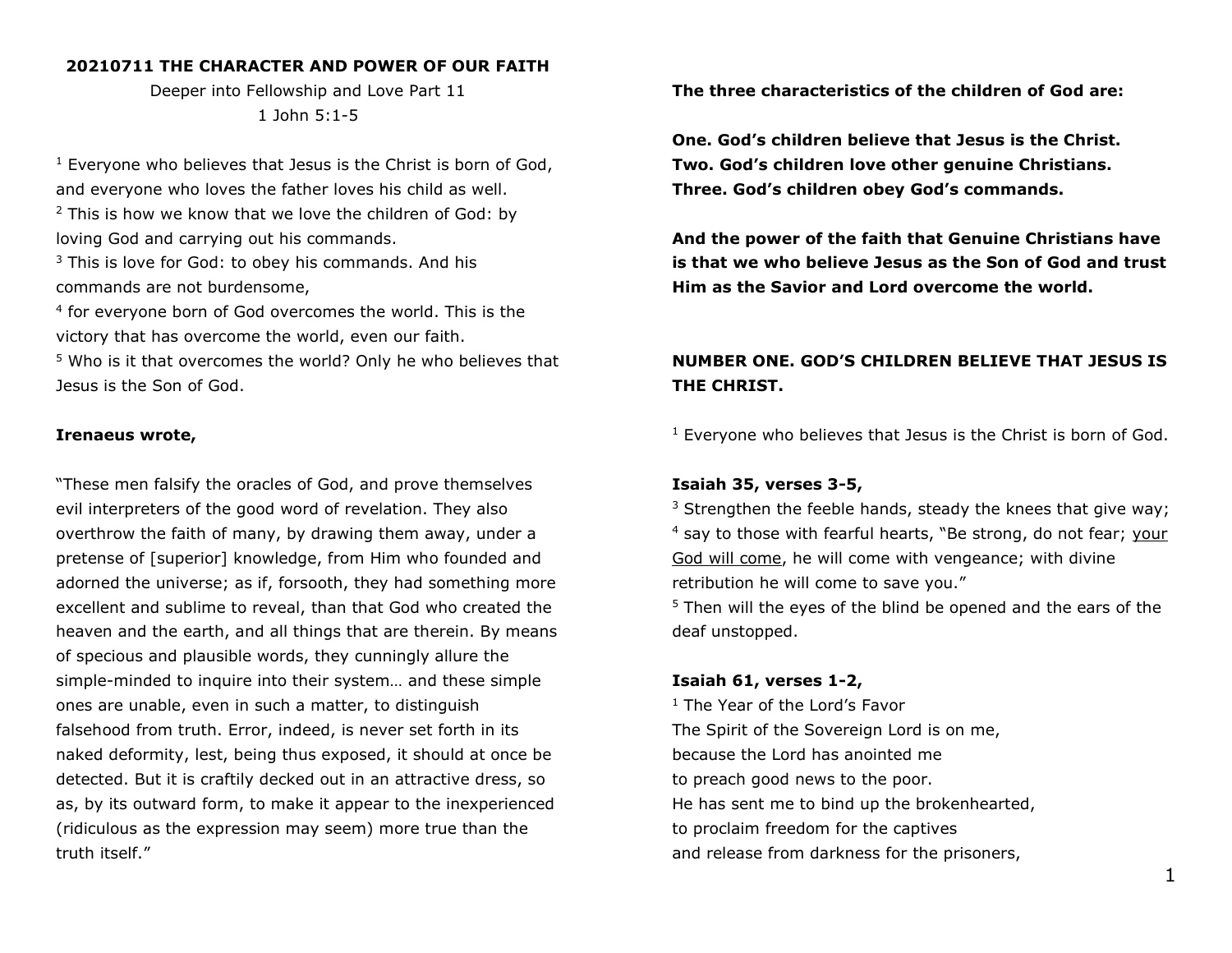**20210711 THE CHARACTER AND POWER OF OUR FAITH**

Deeper into Fellowship and Love Part 11

1 John 5:1-5

[1] Everyone who believes that Jesus is the Christ is born of God, and everyone who loves the father loves his child as well.
[2] This is how we know that we love the children of God: by loving God and carrying out his commands.
[3] This is love for God: to obey his commands. And his commands are not burdensome,
[4] for everyone born of God overcomes the world. This is the victory that has overcome the world, even our faith.
[5] Who is it that overcomes the world? Only he who believes that Jesus is the Son of God.

**Irenaeus wrote,**

"These men falsify the oracles of God, and prove themselves evil interpreters of the good word of revelation. They also overthrow the faith of many, by drawing them away, under a pretense of [superior] knowledge, from Him who founded and adorned the universe; as if, forsooth, they had something more excellent and sublime to reveal, than that God who created the heaven and the earth, and all things that are therein. By means of specious and plausible words, they cunningly allure the simple-minded to inquire into their system… and these simple ones are unable, even in such a matter, to distinguish falsehood from truth. Error, indeed, is never set forth in its naked deformity, lest, being thus exposed, it should at once be detected. But it is craftily decked out in an attractive dress, so as, by its outward form, to make it appear to the inexperienced (ridiculous as the expression may seem) more true than the truth itself."

**The three characteristics of the children of God are:**

**One. God's children believe that Jesus is the Christ.**
**Two. God's children love other genuine Christians.**
**Three. God's children obey God's commands.**

**And the power of the faith that Genuine Christians have is that we who believe Jesus as the Son of God and trust Him as the Savior and Lord overcome the world.**

**NUMBER ONE. GOD'S CHILDREN BELIEVE THAT JESUS IS THE CHRIST.**

[1] Everyone who believes that Jesus is the Christ is born of God.

**Isaiah 35, verses 3-5,**

[3] Strengthen the feeble hands, steady the knees that give way;
[4] say to those with fearful hearts, "Be strong, do not fear; <u>your God will come</u>, he will come with vengeance; with divine retribution he will come to save you."
[5] Then will the eyes of the blind be opened and the ears of the deaf unstopped.

**Isaiah 61, verses 1-2,**

[1] The Year of the Lord's Favor
The Spirit of the Sovereign Lord is on me,
because the Lord has anointed me
to preach good news to the poor.
He has sent me to bind up the brokenhearted,
to proclaim freedom for the captives
and release from darkness for the prisoners,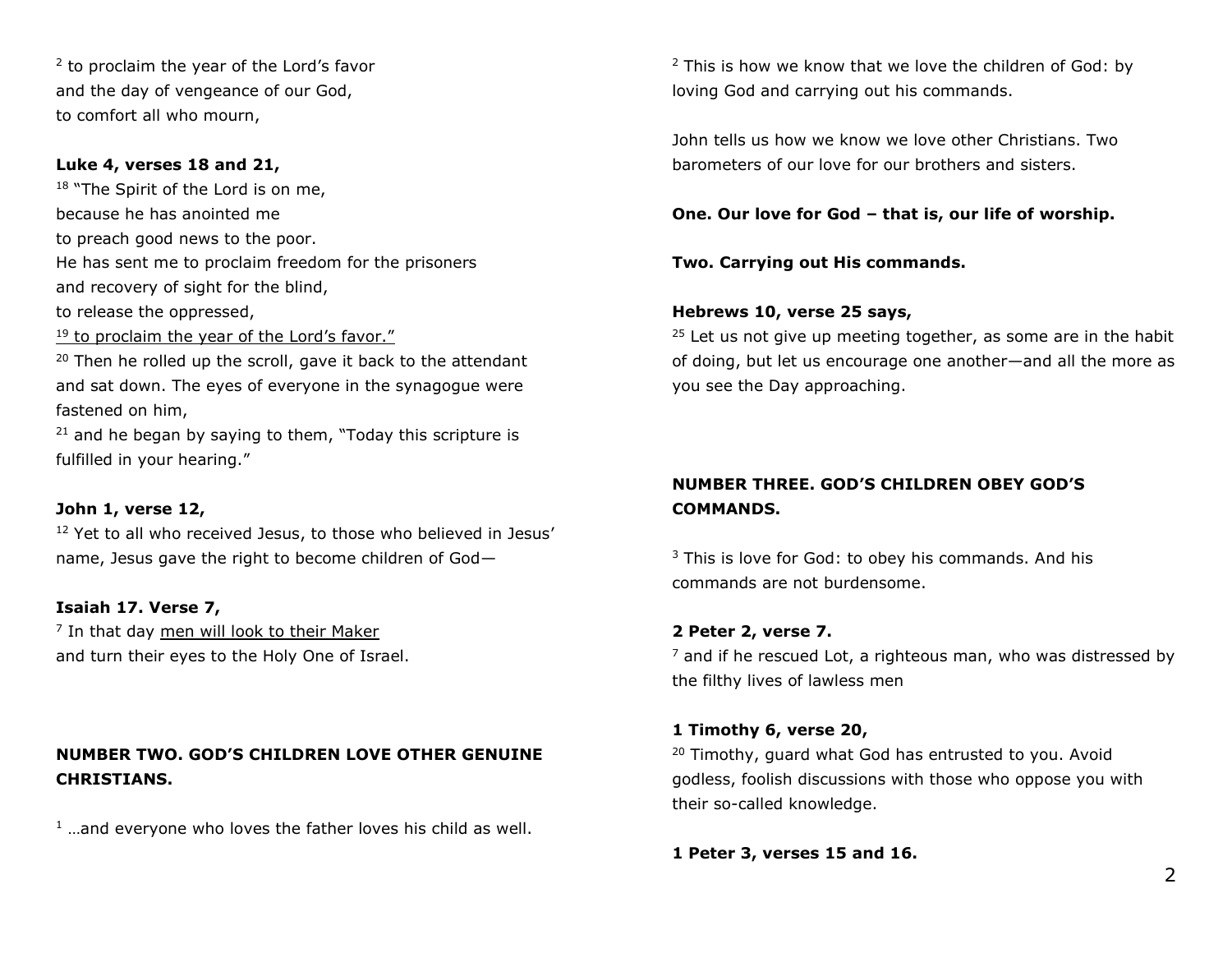[2] to proclaim the year of the Lord's favor
and the day of vengeance of our God,
to comfort all who mourn,

**Luke 4, verses 18 and 21,**

[18] "The Spirit of the Lord is on me,
because he has anointed me
to preach good news to the poor.
He has sent me to proclaim freedom for the prisoners
and recovery of sight for the blind,
to release the oppressed,
<u>[19] to proclaim the year of the Lord's favor."</u>
[20] Then he rolled up the scroll, gave it back to the attendant and sat down. The eyes of everyone in the synagogue were fastened on him,
[21] and he began by saying to them, "Today this scripture is fulfilled in your hearing."

**John 1, verse 12,**

[12] Yet to all who received Jesus, to those who believed in Jesus' name, Jesus gave the right to become children of God—

**Isaiah 17. Verse 7,**

[7] In that day <u>men will look to their Maker</u>
and turn their eyes to the Holy One of Israel.

**NUMBER TWO. GOD'S CHILDREN LOVE OTHER GENUINE CHRISTIANS.**

[1] …and everyone who loves the father loves his child as well.

[2] This is how we know that we love the children of God: by loving God and carrying out his commands.

John tells us how we know we love other Christians. Two barometers of our love for our brothers and sisters.

**One. Our love for God – that is, our life of worship.**

**Two. Carrying out His commands.**

**Hebrews 10, verse 25 says,**

[25] Let us not give up meeting together, as some are in the habit of doing, but let us encourage one another—and all the more as you see the Day approaching.

**NUMBER THREE. GOD'S CHILDREN OBEY GOD'S COMMANDS.**

[3] This is love for God: to obey his commands. And his commands are not burdensome.

**2 Peter 2, verse 7.**

[7] and if he rescued Lot, a righteous man, who was distressed by the filthy lives of lawless men

**1 Timothy 6, verse 20,**

[20] Timothy, guard what God has entrusted to you. Avoid godless, foolish discussions with those who oppose you with their so-called knowledge.

**1 Peter 3, verses 15 and 16.**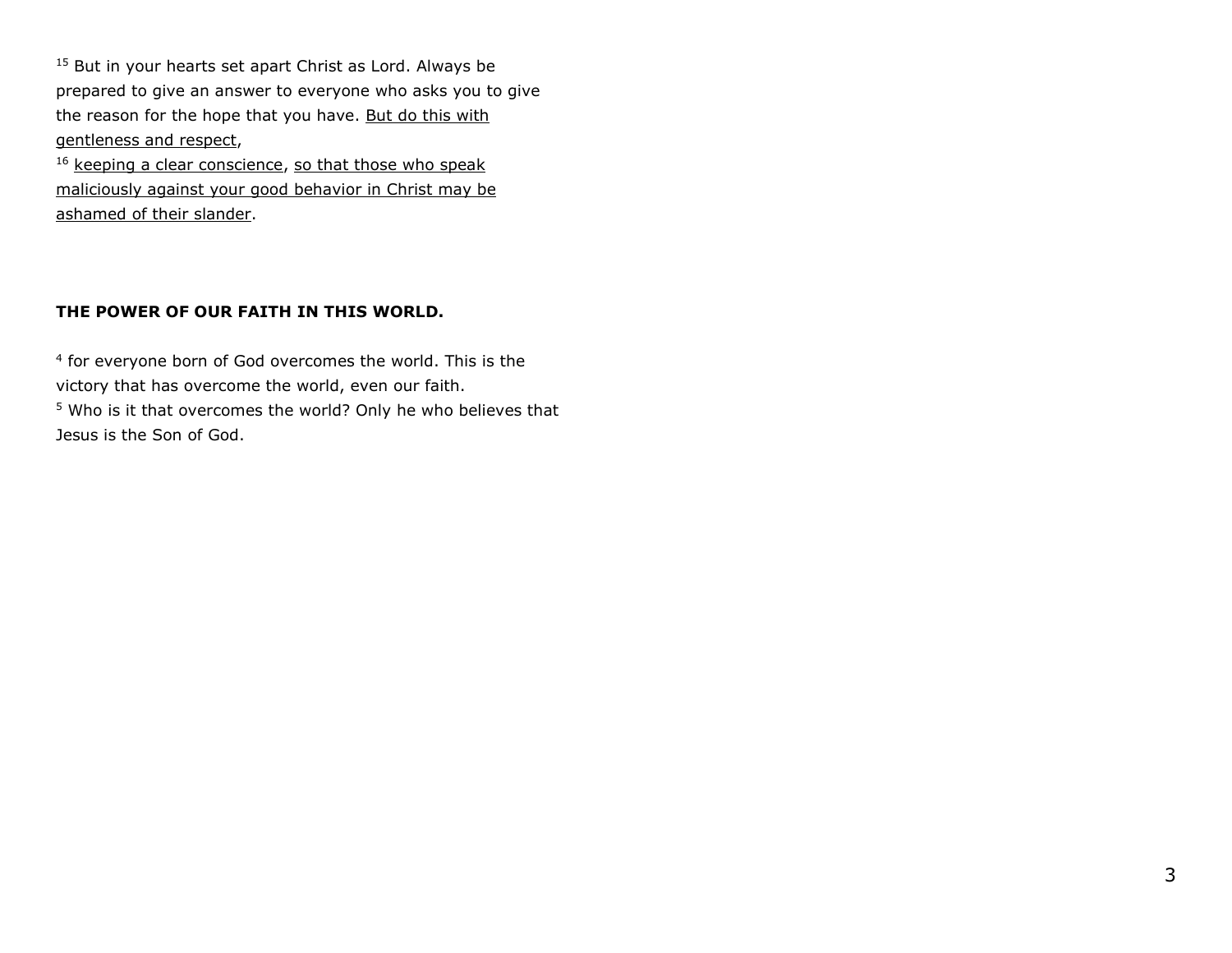[15] But in your hearts set apart Christ as Lord. Always be prepared to give an answer to everyone who asks you to give the reason for the hope that you have. <u>But do this with gentleness and respect</u>,
[16] <u>keeping a clear conscience</u>, <u>so that those who speak maliciously against your good behavior in Christ may be ashamed of their slander</u>.

**THE POWER OF OUR FAITH IN THIS WORLD.**

[4] for everyone born of God overcomes the world. This is the victory that has overcome the world, even our faith.
[5] Who is it that overcomes the world? Only he who believes that Jesus is the Son of God.